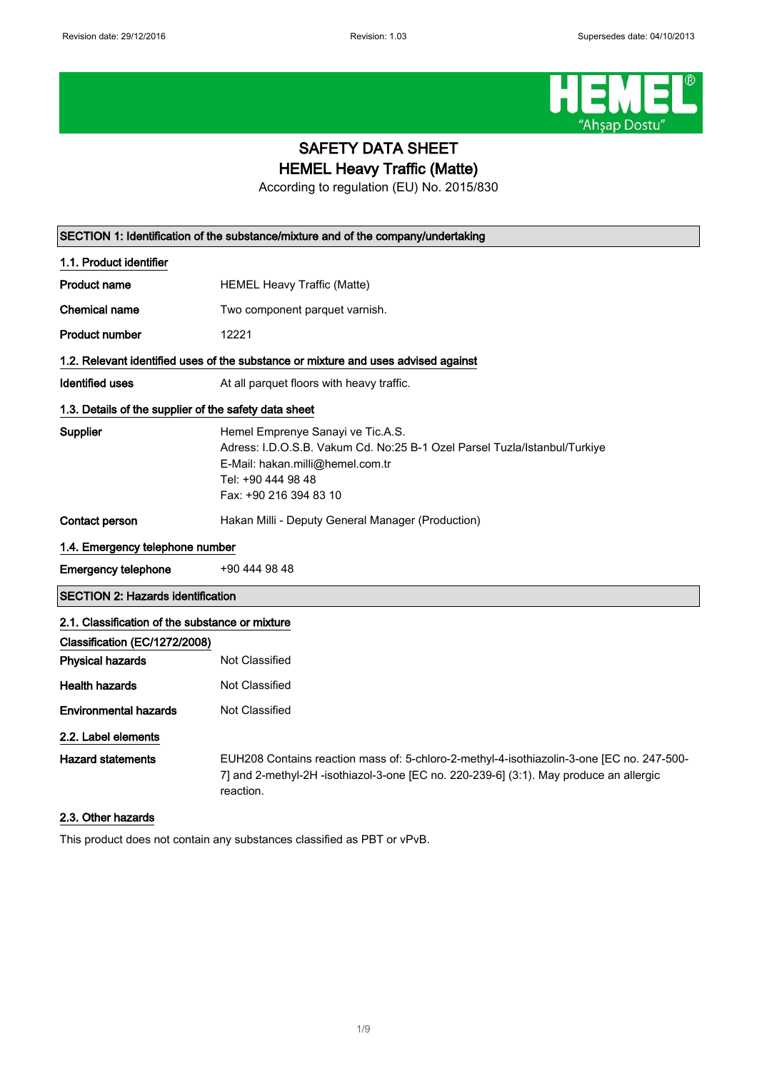# SAFETY DATA SHEET
## HEMEL Heavy Traffic (Matte)

According to regulation (EU) No. 2015/830

## SECTION 1: Identification of the substance/mixture and of the company/undertaking

### 1.1. Product identifier

**Product name** HEMEL Heavy Traffic (Matte)

**Chemical name** Two component parquet varnish.

**Product number** 12221

### 1.2. Relevant identified uses of the substance or mixture and uses advised against

**Identified uses** At all parquet floors with heavy traffic.

### 1.3. Details of the supplier of the safety data sheet

**Supplier** Hemel Emprenye Sanayi ve Tic.A.S.
Adress: I.D.O.S.B. Vakum Cd. No:25 B-1 Ozel Parsel Tuzla/Istanbul/Turkiye
E-Mail: hakan.milli@hemel.com.tr
Tel: +90 444 98 48
Fax: +90 216 394 83 10

**Contact person** Hakan Milli - Deputy General Manager (Production)

### 1.4. Emergency telephone number

**Emergency telephone** +90 444 98 48

## SECTION 2: Hazards identification

### 2.1. Classification of the substance or mixture

**Classification (EC/1272/2008)**

**Physical hazards** Not Classified

**Health hazards** Not Classified

**Environmental hazards** Not Classified

### 2.2. Label elements

**Hazard statements** EUH208 Contains reaction mass of: 5-chloro-2-methyl-4-isothiazolin-3-one [EC no. 247-500-7] and 2-methyl-2H -isothiazol-3-one [EC no. 220-239-6] (3:1). May produce an allergic reaction.

### 2.3. Other hazards

This product does not contain any substances classified as PBT or vPvB.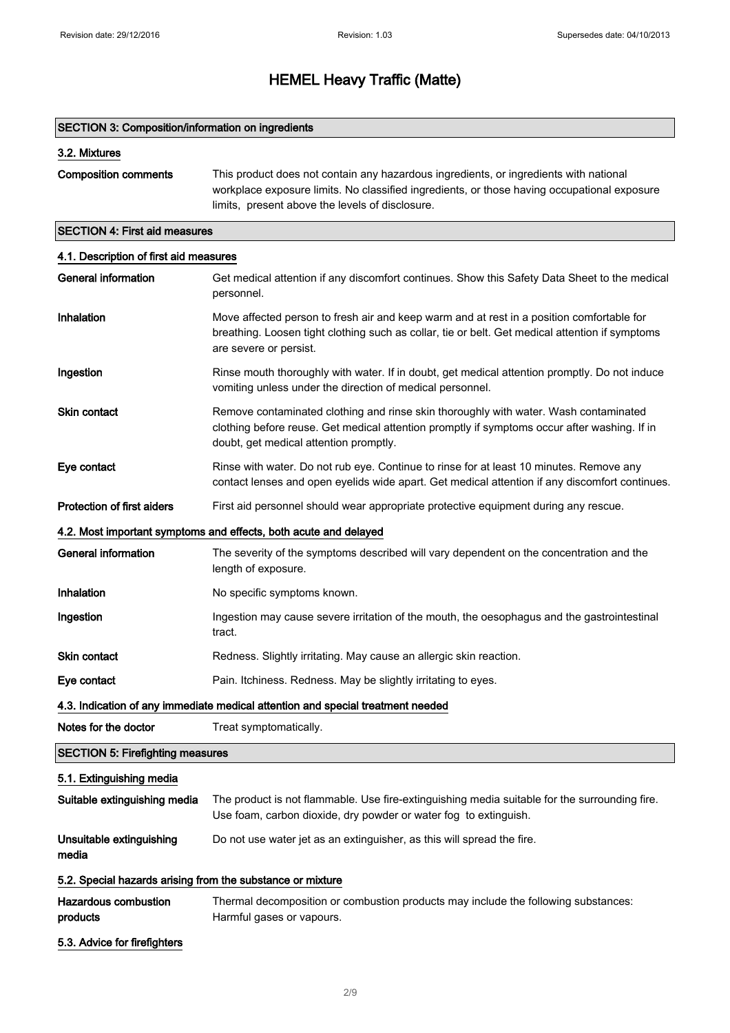# HEMEL Heavy Traffic (Matte)

## SECTION 3: Composition/information on ingredients

### 3.2. Mixtures

**Composition comments** This product does not contain any hazardous ingredients, or ingredients with national workplace exposure limits. No classified ingredients, or those having occupational exposure limits, present above the levels of disclosure.

## SECTION 4: First aid measures

### 4.1. Description of first aid measures

**General information** Get medical attention if any discomfort continues. Show this Safety Data Sheet to the medical personnel.

**Inhalation** Move affected person to fresh air and keep warm and at rest in a position comfortable for breathing. Loosen tight clothing such as collar, tie or belt. Get medical attention if symptoms are severe or persist.

**Ingestion** Rinse mouth thoroughly with water. If in doubt, get medical attention promptly. Do not induce vomiting unless under the direction of medical personnel.

**Skin contact** Remove contaminated clothing and rinse skin thoroughly with water. Wash contaminated clothing before reuse. Get medical attention promptly if symptoms occur after washing. If in doubt, get medical attention promptly.

**Eye contact** Rinse with water. Do not rub eye. Continue to rinse for at least 10 minutes. Remove any contact lenses and open eyelids wide apart. Get medical attention if any discomfort continues.

**Protection of first aiders** First aid personnel should wear appropriate protective equipment during any rescue.

### 4.2. Most important symptoms and effects, both acute and delayed

**General information** The severity of the symptoms described will vary dependent on the concentration and the length of exposure.

**Inhalation** No specific symptoms known.

**Ingestion** Ingestion may cause severe irritation of the mouth, the oesophagus and the gastrointestinal tract.

**Skin contact** Redness. Slightly irritating. May cause an allergic skin reaction.

**Eye contact** Pain. Itchiness. Redness. May be slightly irritating to eyes.

### 4.3. Indication of any immediate medical attention and special treatment needed

**Notes for the doctor** Treat symptomatically.

## SECTION 5: Firefighting measures

### 5.1. Extinguishing media

**Suitable extinguishing media** The product is not flammable. Use fire-extinguishing media suitable for the surrounding fire. Use foam, carbon dioxide, dry powder or water fog to extinguish.

**Unsuitable extinguishing media** Do not use water jet as an extinguisher, as this will spread the fire.

### 5.2. Special hazards arising from the substance or mixture

**Hazardous combustion products** Thermal decomposition or combustion products may include the following substances: Harmful gases or vapours.

### 5.3. Advice for firefighters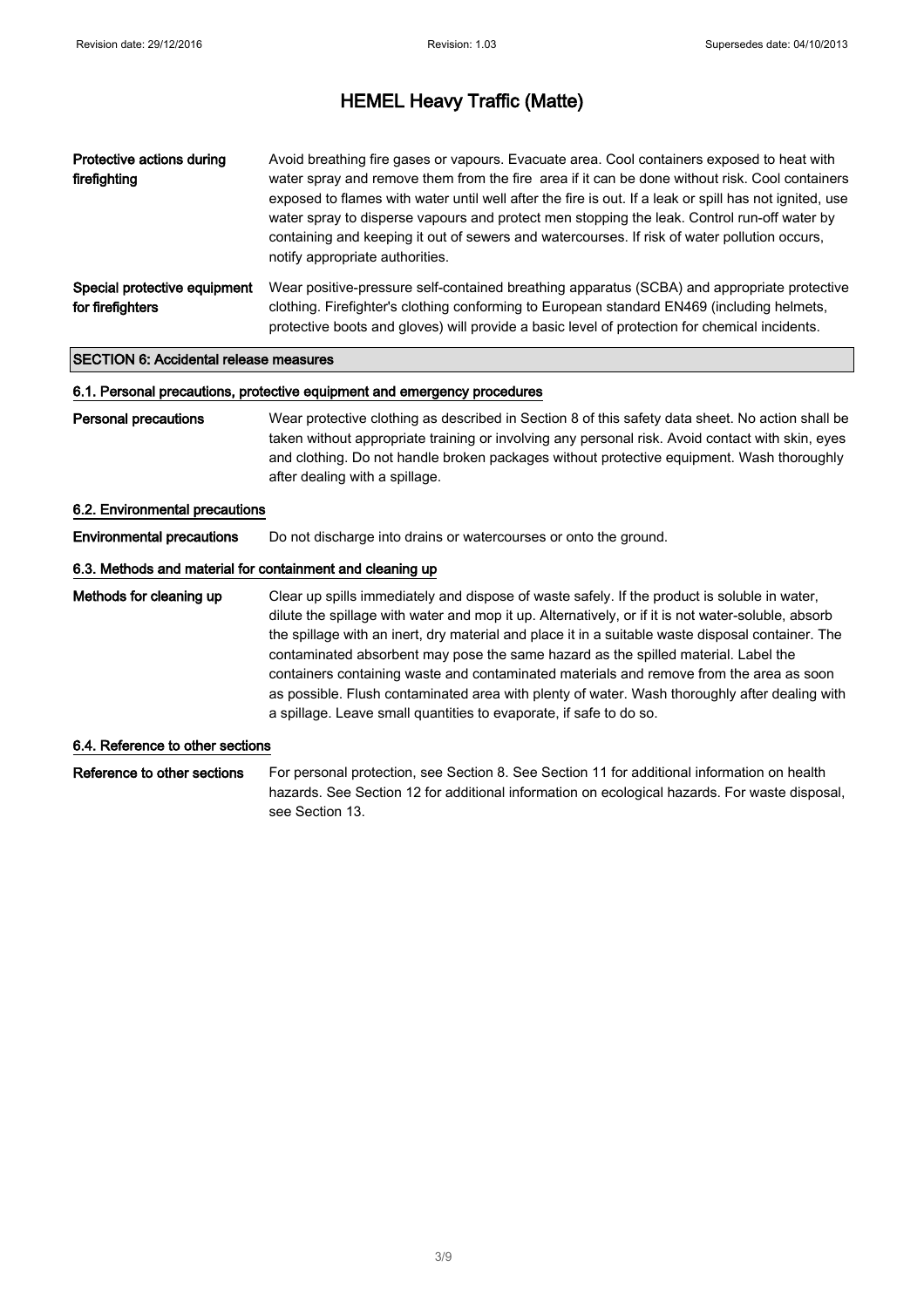| | |
|---|---|
| **Protective actions during firefighting** | Avoid breathing fire gases or vapours. Evacuate area. Cool containers exposed to heat with water spray and remove them from the fire area if it can be done without risk. Cool containers exposed to flames with water until well after the fire is out. If a leak or spill has not ignited, use water spray to disperse vapours and protect men stopping the leak. Control run-off water by containing and keeping it out of sewers and watercourses. If risk of water pollution occurs, notify appropriate authorities. |
| **Special protective equipment for firefighters** | Wear positive-pressure self-contained breathing apparatus (SCBA) and appropriate protective clothing. Firefighter's clothing conforming to European standard EN469 (including helmets, protective boots and gloves) will provide a basic level of protection for chemical incidents. |

## SECTION 6: Accidental release measures

### 6.1. Personal precautions, protective equipment and emergency procedures

| | |
|---|---|
| **Personal precautions** | Wear protective clothing as described in Section 8 of this safety data sheet. No action shall be taken without appropriate training or involving any personal risk. Avoid contact with skin, eyes and clothing. Do not handle broken packages without protective equipment. Wash thoroughly after dealing with a spillage. |

### 6.2. Environmental precautions

| | |
|---|---|
| **Environmental precautions** | Do not discharge into drains or watercourses or onto the ground. |

### 6.3. Methods and material for containment and cleaning up

| | |
|---|---|
| **Methods for cleaning up** | Clear up spills immediately and dispose of waste safely. If the product is soluble in water, dilute the spillage with water and mop it up. Alternatively, or if it is not water-soluble, absorb the spillage with an inert, dry material and place it in a suitable waste disposal container. The contaminated absorbent may pose the same hazard as the spilled material. Label the containers containing waste and contaminated materials and remove from the area as soon as possible. Flush contaminated area with plenty of water. Wash thoroughly after dealing with a spillage. Leave small quantities to evaporate, if safe to do so. |

### 6.4. Reference to other sections

| | |
|---|---|
| **Reference to other sections** | For personal protection, see Section 8. See Section 11 for additional information on health hazards. See Section 12 for additional information on ecological hazards. For waste disposal, see Section 13. |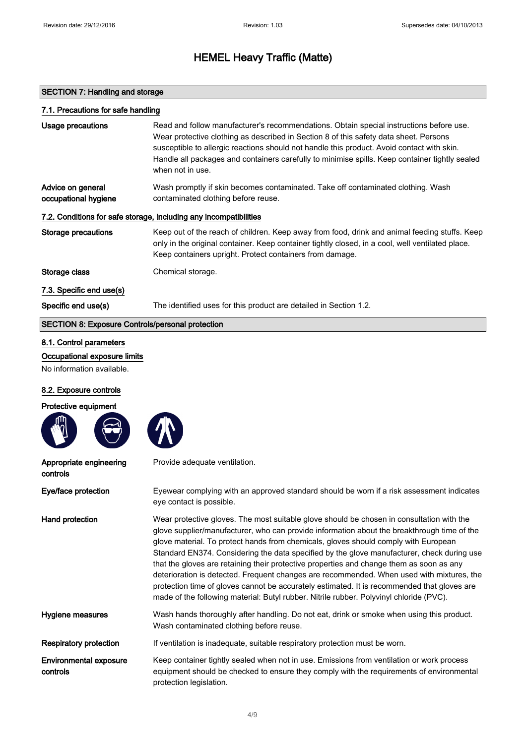# HEMEL Heavy Traffic (Matte)

## SECTION 7: Handling and storage

### 7.1. Precautions for safe handling

**Usage precautions**
Read and follow manufacturer's recommendations. Obtain special instructions before use. Wear protective clothing as described in Section 8 of this safety data sheet. Persons susceptible to allergic reactions should not handle this product. Avoid contact with skin. Handle all packages and containers carefully to minimise spills. Keep container tightly sealed when not in use.

**Advice on general occupational hygiene**
Wash promptly if skin becomes contaminated. Take off contaminated clothing. Wash contaminated clothing before reuse.

### 7.2. Conditions for safe storage, including any incompatibilities

**Storage precautions**
Keep out of the reach of children. Keep away from food, drink and animal feeding stuffs. Keep only in the original container. Keep container tightly closed, in a cool, well ventilated place. Keep containers upright. Protect containers from damage.

**Storage class**
Chemical storage.

### 7.3. Specific end use(s)

**Specific end use(s)**
The identified uses for this product are detailed in Section 1.2.

## SECTION 8: Exposure Controls/personal protection

### 8.1. Control parameters

**Occupational exposure limits**

No information available.

### 8.2. Exposure controls

**Protective equipment**

**Appropriate engineering controls**
Provide adequate ventilation.

**Eye/face protection**
Eyewear complying with an approved standard should be worn if a risk assessment indicates eye contact is possible.

**Hand protection**
Wear protective gloves. The most suitable glove should be chosen in consultation with the glove supplier/manufacturer, who can provide information about the breakthrough time of the glove material. To protect hands from chemicals, gloves should comply with European Standard EN374. Considering the data specified by the glove manufacturer, check during use that the gloves are retaining their protective properties and change them as soon as any deterioration is detected. Frequent changes are recommended. When used with mixtures, the protection time of gloves cannot be accurately estimated. It is recommended that gloves are made of the following material: Butyl rubber. Nitrile rubber. Polyvinyl chloride (PVC).

**Hygiene measures**
Wash hands thoroughly after handling. Do not eat, drink or smoke when using this product. Wash contaminated clothing before reuse.

**Respiratory protection**
If ventilation is inadequate, suitable respiratory protection must be worn.

**Environmental exposure controls**
Keep container tightly sealed when not in use. Emissions from ventilation or work process equipment should be checked to ensure they comply with the requirements of environmental protection legislation.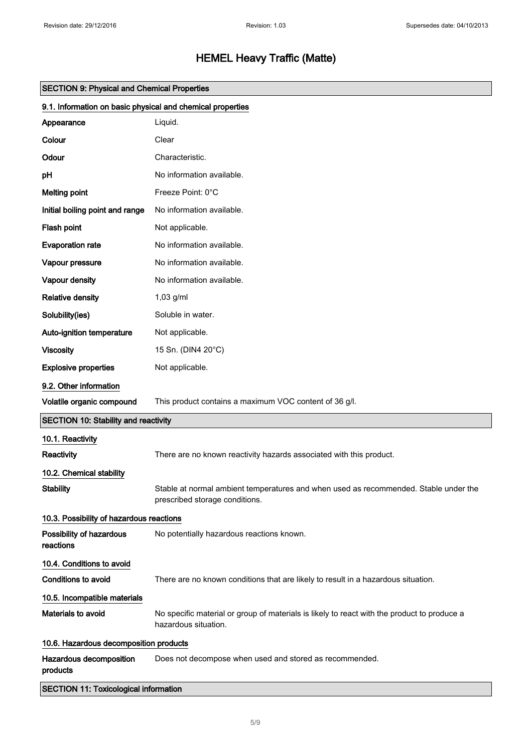# HEMEL Heavy Traffic (Matte)

## SECTION 9: Physical and Chemical Properties

### 9.1. Information on basic physical and chemical properties

| | |
|---|---|
| **Appearance** | Liquid. |
| **Colour** | Clear |
| **Odour** | Characteristic. |
| **pH** | No information available. |
| **Melting point** | Freeze Point: 0°C |
| **Initial boiling point and range** | No information available. |
| **Flash point** | Not applicable. |
| **Evaporation rate** | No information available. |
| **Vapour pressure** | No information available. |
| **Vapour density** | No information available. |
| **Relative density** | 1,03 g/ml |
| **Solubility(ies)** | Soluble in water. |
| **Auto-ignition temperature** | Not applicable. |
| **Viscosity** | 15 Sn. (DIN4 20°C) |
| **Explosive properties** | Not applicable. |

### 9.2. Other information

| | |
|---|---|
| **Volatile organic compound** | This product contains a maximum VOC content of 36 g/l. |

## SECTION 10: Stability and reactivity

### 10.1. Reactivity

| | |
|---|---|
| **Reactivity** | There are no known reactivity hazards associated with this product. |

### 10.2. Chemical stability

| | |
|---|---|
| **Stability** | Stable at normal ambient temperatures and when used as recommended. Stable under the prescribed storage conditions. |

### 10.3. Possibility of hazardous reactions

| | |
|---|---|
| **Possibility of hazardous reactions** | No potentially hazardous reactions known. |

### 10.4. Conditions to avoid

| | |
|---|---|
| **Conditions to avoid** | There are no known conditions that are likely to result in a hazardous situation. |

### 10.5. Incompatible materials

| | |
|---|---|
| **Materials to avoid** | No specific material or group of materials is likely to react with the product to produce a hazardous situation. |

### 10.6. Hazardous decomposition products

| | |
|---|---|
| **Hazardous decomposition products** | Does not decompose when used and stored as recommended. |

## SECTION 11: Toxicological information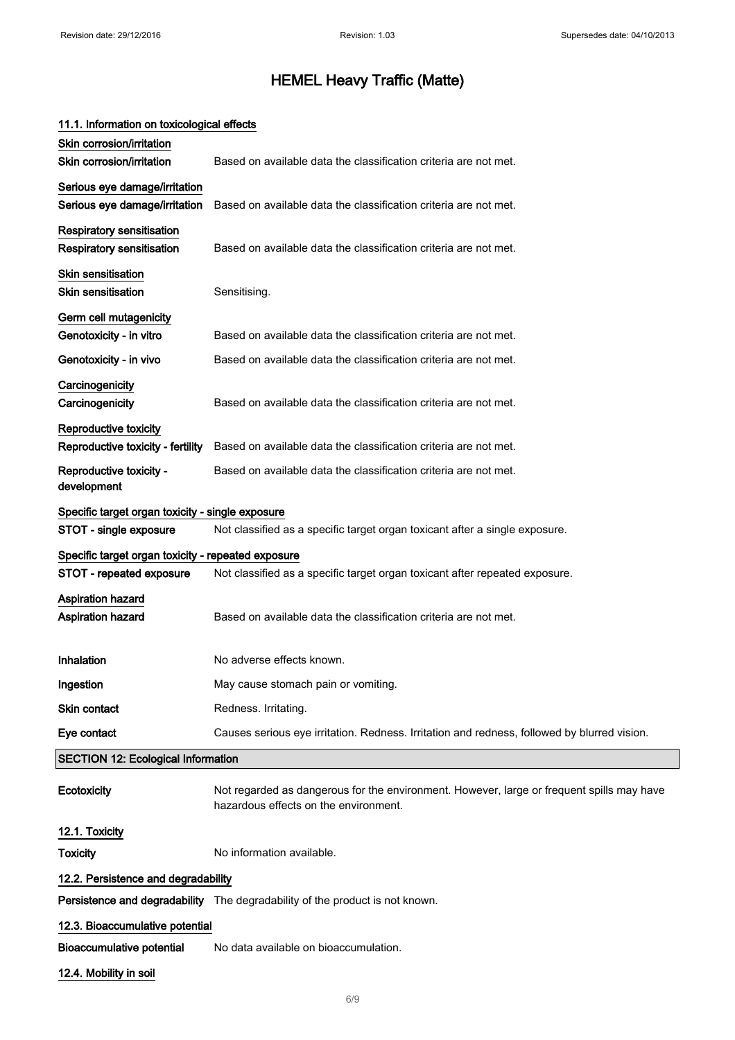### 11.1. Information on toxicological effects

**Skin corrosion/irritation**

| | |
|---|---|
| **Skin corrosion/irritation** | Based on available data the classification criteria are not met. |

**Serious eye damage/irritation**

| | |
|---|---|
| **Serious eye damage/irritation** | Based on available data the classification criteria are not met. |

**Respiratory sensitisation**

| | |
|---|---|
| **Respiratory sensitisation** | Based on available data the classification criteria are not met. |

**Skin sensitisation**

| | |
|---|---|
| **Skin sensitisation** | Sensitising. |

**Germ cell mutagenicity**

| | |
|---|---|
| **Genotoxicity - in vitro** | Based on available data the classification criteria are not met. |
| **Genotoxicity - in vivo** | Based on available data the classification criteria are not met. |

**Carcinogenicity**

| | |
|---|---|
| **Carcinogenicity** | Based on available data the classification criteria are not met. |

**Reproductive toxicity**

| | |
|---|---|
| **Reproductive toxicity - fertility** | Based on available data the classification criteria are not met. |
| **Reproductive toxicity - development** | Based on available data the classification criteria are not met. |

**Specific target organ toxicity - single exposure**

| | |
|---|---|
| **STOT - single exposure** | Not classified as a specific target organ toxicant after a single exposure. |

**Specific target organ toxicity - repeated exposure**

| | |
|---|---|
| **STOT - repeated exposure** | Not classified as a specific target organ toxicant after repeated exposure. |

**Aspiration hazard**

| | |
|---|---|
| **Aspiration hazard** | Based on available data the classification criteria are not met. |

| | |
|---|---|
| **Inhalation** | No adverse effects known. |
| **Ingestion** | May cause stomach pain or vomiting. |
| **Skin contact** | Redness. Irritating. |
| **Eye contact** | Causes serious eye irritation. Redness. Irritation and redness, followed by blurred vision. |

## SECTION 12: Ecological Information

| | |
|---|---|
| **Ecotoxicity** | Not regarded as dangerous for the environment. However, large or frequent spills may have hazardous effects on the environment. |

### 12.1. Toxicity

| | |
|---|---|
| **Toxicity** | No information available. |

### 12.2. Persistence and degradability

| | |
|---|---|
| **Persistence and degradability** | The degradability of the product is not known. |

### 12.3. Bioaccumulative potential

| | |
|---|---|
| **Bioaccumulative potential** | No data available on bioaccumulation. |

### 12.4. Mobility in soil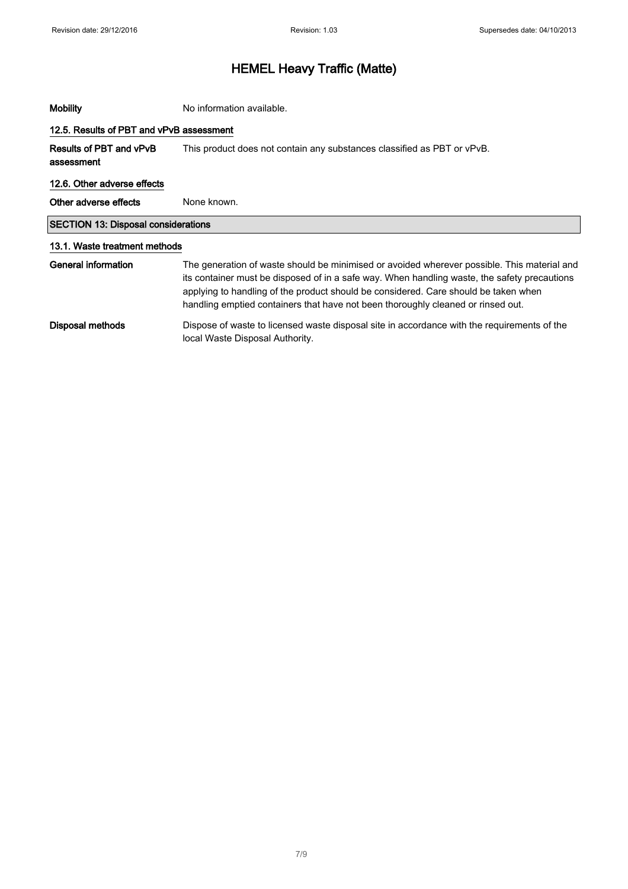**Mobility** No information available.

### 12.5. Results of PBT and vPvB assessment

**Results of PBT and vPvB assessment** This product does not contain any substances classified as PBT or vPvB.

### 12.6. Other adverse effects

**Other adverse effects** None known.

## SECTION 13: Disposal considerations

### 13.1. Waste treatment methods

**General information** The generation of waste should be minimised or avoided wherever possible. This material and its container must be disposed of in a safe way. When handling waste, the safety precautions applying to handling of the product should be considered. Care should be taken when handling emptied containers that have not been thoroughly cleaned or rinsed out.

**Disposal methods** Dispose of waste to licensed waste disposal site in accordance with the requirements of the local Waste Disposal Authority.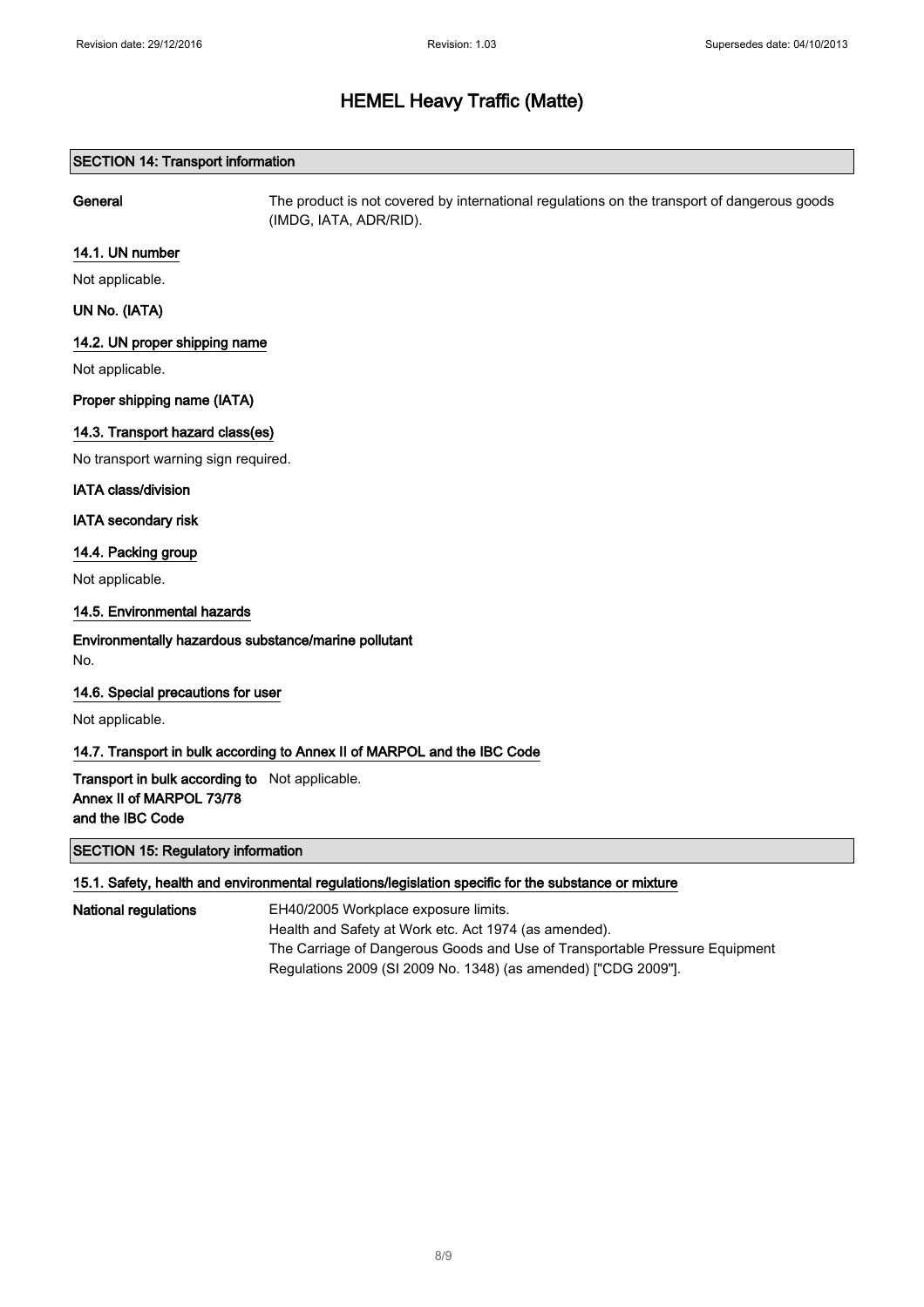# HEMEL Heavy Traffic (Matte)

## SECTION 14: Transport information

**General** The product is not covered by international regulations on the transport of dangerous goods (IMDG, IATA, ADR/RID).

### 14.1. UN number

Not applicable.

**UN No. (IATA)**

### 14.2. UN proper shipping name

Not applicable.

**Proper shipping name (IATA)**

### 14.3. Transport hazard class(es)

No transport warning sign required.

**IATA class/division**

**IATA secondary risk**

### 14.4. Packing group

Not applicable.

### 14.5. Environmental hazards

**Environmentally hazardous substance/marine pollutant**

No.

### 14.6. Special precautions for user

Not applicable.

### 14.7. Transport in bulk according to Annex II of MARPOL and the IBC Code

**Transport in bulk according to Annex II of MARPOL 73/78 and the IBC Code** Not applicable.

## SECTION 15: Regulatory information

### 15.1. Safety, health and environmental regulations/legislation specific for the substance or mixture

**National regulations**

EH40/2005 Workplace exposure limits.
Health and Safety at Work etc. Act 1974 (as amended).
The Carriage of Dangerous Goods and Use of Transportable Pressure Equipment Regulations 2009 (SI 2009 No. 1348) (as amended) ["CDG 2009"].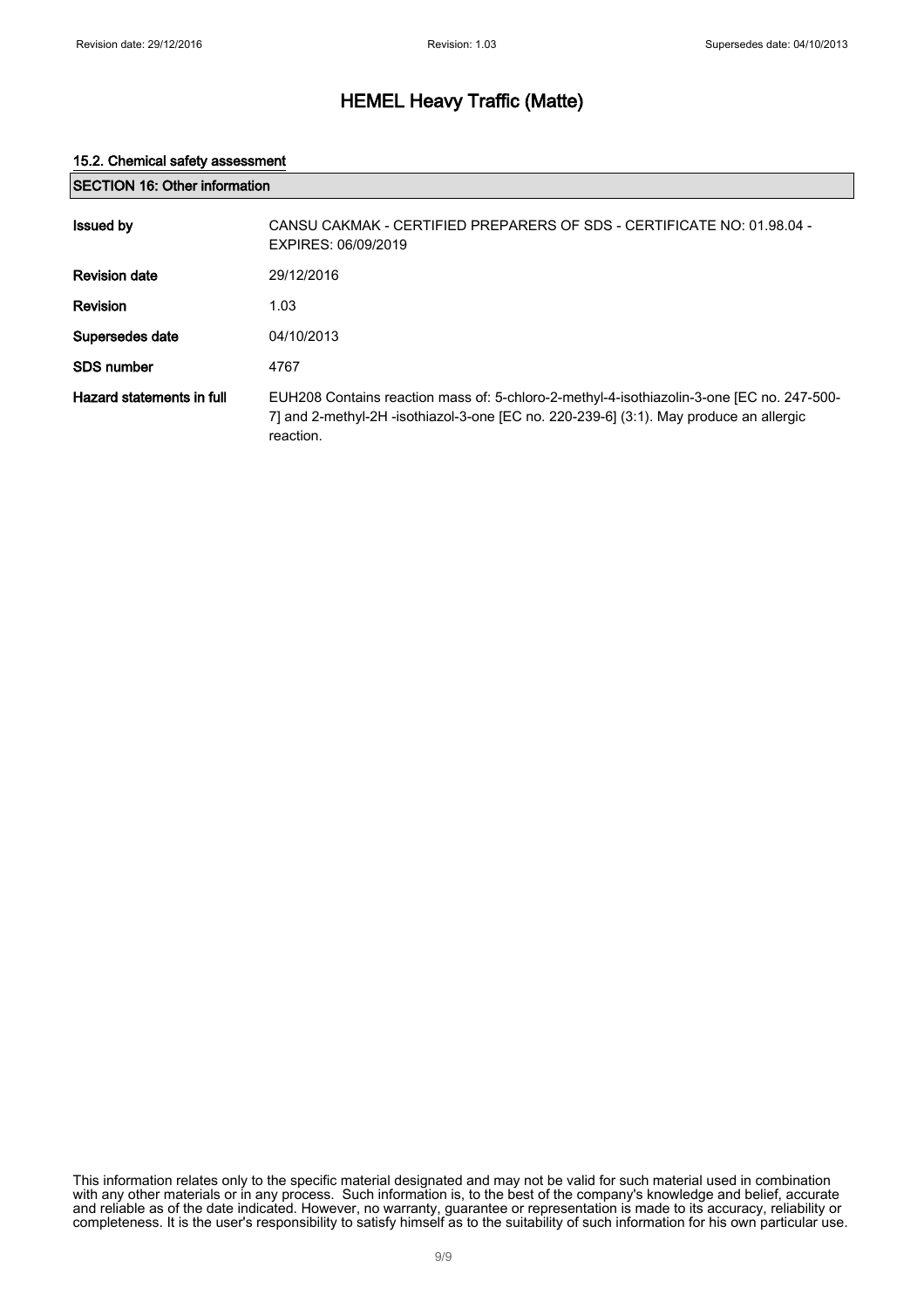# HEMEL Heavy Traffic (Matte)

#### 15.2. Chemical safety assessment

## SECTION 16: Other information

| | |
|---|---|
| **Issued by** | CANSU CAKMAK - CERTIFIED PREPARERS OF SDS - CERTIFICATE NO: 01.98.04 - EXPIRES: 06/09/2019 |
| **Revision date** | 29/12/2016 |
| **Revision** | 1.03 |
| **Supersedes date** | 04/10/2013 |
| **SDS number** | 4767 |
| **Hazard statements in full** | EUH208 Contains reaction mass of: 5-chloro-2-methyl-4-isothiazolin-3-one [EC no. 247-500-7] and 2-methyl-2H -isothiazol-3-one [EC no. 220-239-6] (3:1). May produce an allergic reaction. |

This information relates only to the specific material designated and may not be valid for such material used in combination with any other materials or in any process. Such information is, to the best of the company's knowledge and belief, accurate and reliable as of the date indicated. However, no warranty, guarantee or representation is made to its accuracy, reliability or completeness. It is the user's responsibility to satisfy himself as to the suitability of such information for his own particular use.